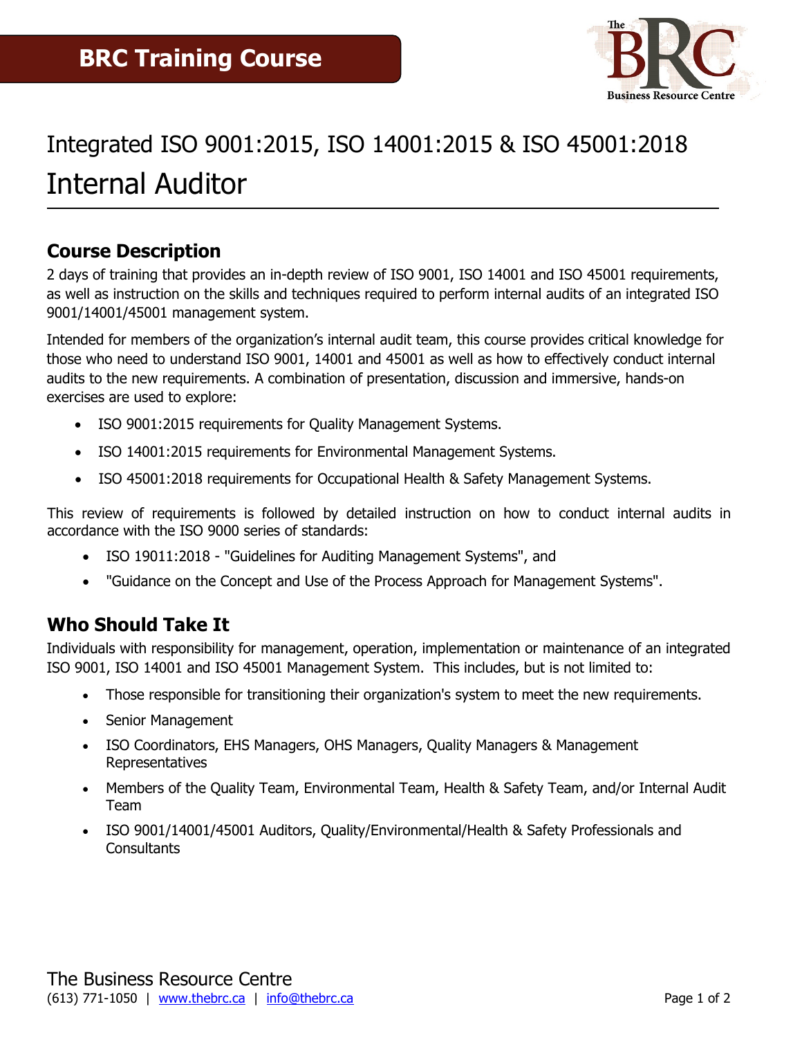# BRC Training Course

# Integrated ISO 9001:2015, ISO 14001:2015 & ISO 45001:2018 Internal Auditor

## Course Description

2 days of training that provides an in-depth review of ISO 9001, ISO 14001 and ISO 45001 requirements, as well as instruction on the skills and techniques required to perform internal audits of an integrated ISO 9001/14001/45001 management system.

Intended for members of the organization's internal audit team, this course provides critical knowledge for those who need to understand ISO 9001, 14001 and 45001 as well as how to effectively conduct internal audits to the new requirements. A combination of presentation, discussion and immersive, hands-on exercises are used to explore:

- ISO 9001:2015 requirements for Quality Management Systems.
- ISO 14001:2015 requirements for Environmental Management Systems.
- ISO 45001:2018 requirements for Occupational Health & Safety Management Systems.

This review of requirements is followed by detailed instruction on how to conduct internal audits in accordance with the ISO 9000 series of standards:

- ISO 19011:2018 - "Guidelines for Auditing Management Systems", and
- "Guidance on the Concept and Use of the Process Approach for Management Systems".

## Who Should Take It

Individuals with responsibility for management, operation, implementation or maintenance of an integrated ISO 9001, ISO 14001 and ISO 45001 Management System. This includes, but is not limited to:

- Those responsible for transitioning their organization's system to meet the new requirements.
- Senior Management
- ISO Coordinators, EHS Managers, OHS Managers, Quality Managers & Management Representatives
- Members of the Quality Team, Environmental Team, Health & Safety Team, and/or Internal Audit Team
- ISO 9001/14001/45001 Auditors, Quality/Environmental/Health & Safety Professionals and Consultants

The Business Resource Centre
(613) 771-1050 | www.thebrc.ca | info@thebrc.ca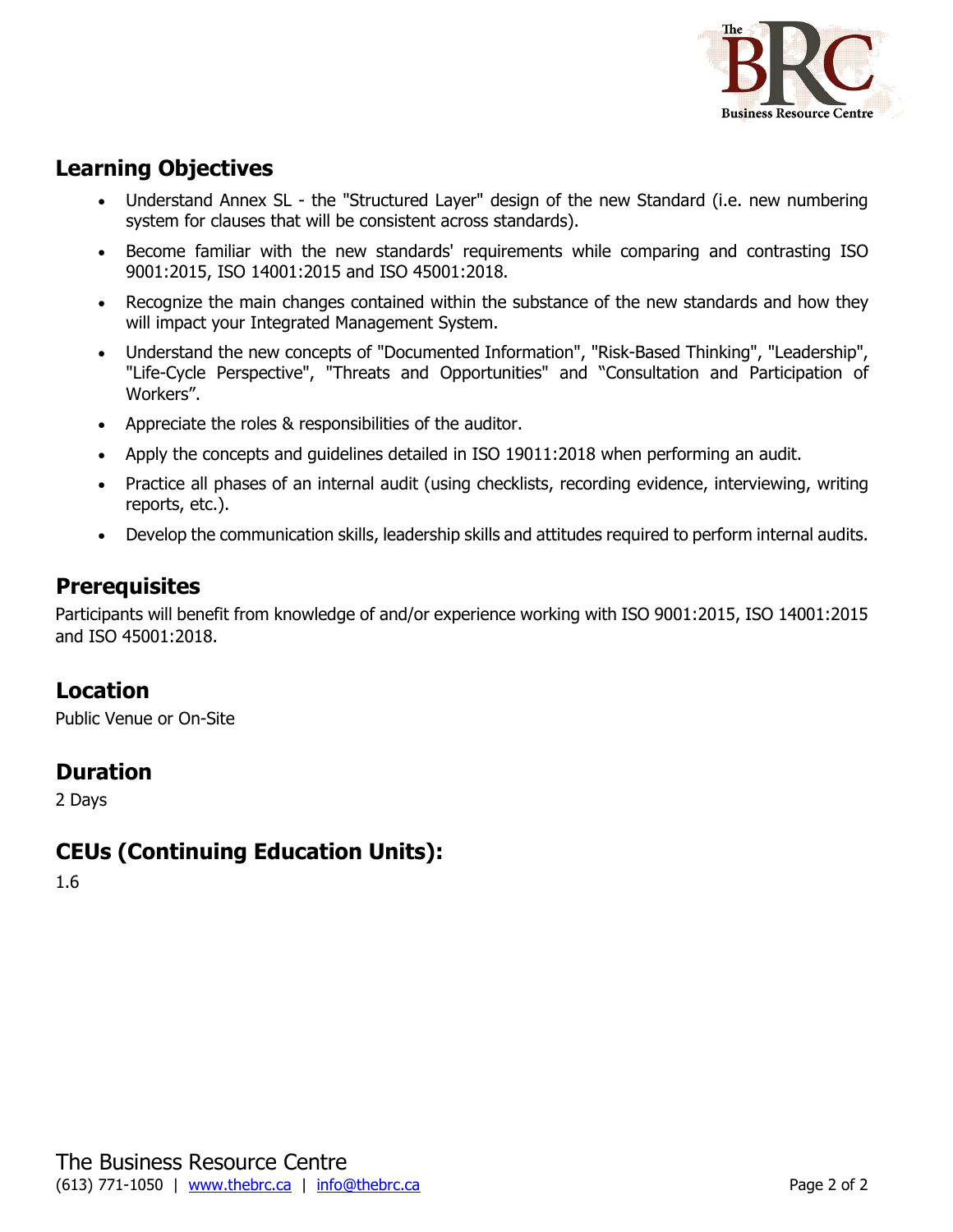## Learning Objectives

- Understand Annex SL - the "Structured Layer" design of the new Standard (i.e. new numbering system for clauses that will be consistent across standards).
- Become familiar with the new standards' requirements while comparing and contrasting ISO 9001:2015, ISO 14001:2015 and ISO 45001:2018.
- Recognize the main changes contained within the substance of the new standards and how they will impact your Integrated Management System.
- Understand the new concepts of "Documented Information", "Risk-Based Thinking", "Leadership", "Life-Cycle Perspective", "Threats and Opportunities" and "Consultation and Participation of Workers".
- Appreciate the roles & responsibilities of the auditor.
- Apply the concepts and guidelines detailed in ISO 19011:2018 when performing an audit.
- Practice all phases of an internal audit (using checklists, recording evidence, interviewing, writing reports, etc.).
- Develop the communication skills, leadership skills and attitudes required to perform internal audits.

## Prerequisites

Participants will benefit from knowledge of and/or experience working with ISO 9001:2015, ISO 14001:2015 and ISO 45001:2018.

## Location

Public Venue or On-Site

## Duration

2 Days

## CEUs (Continuing Education Units):

1.6